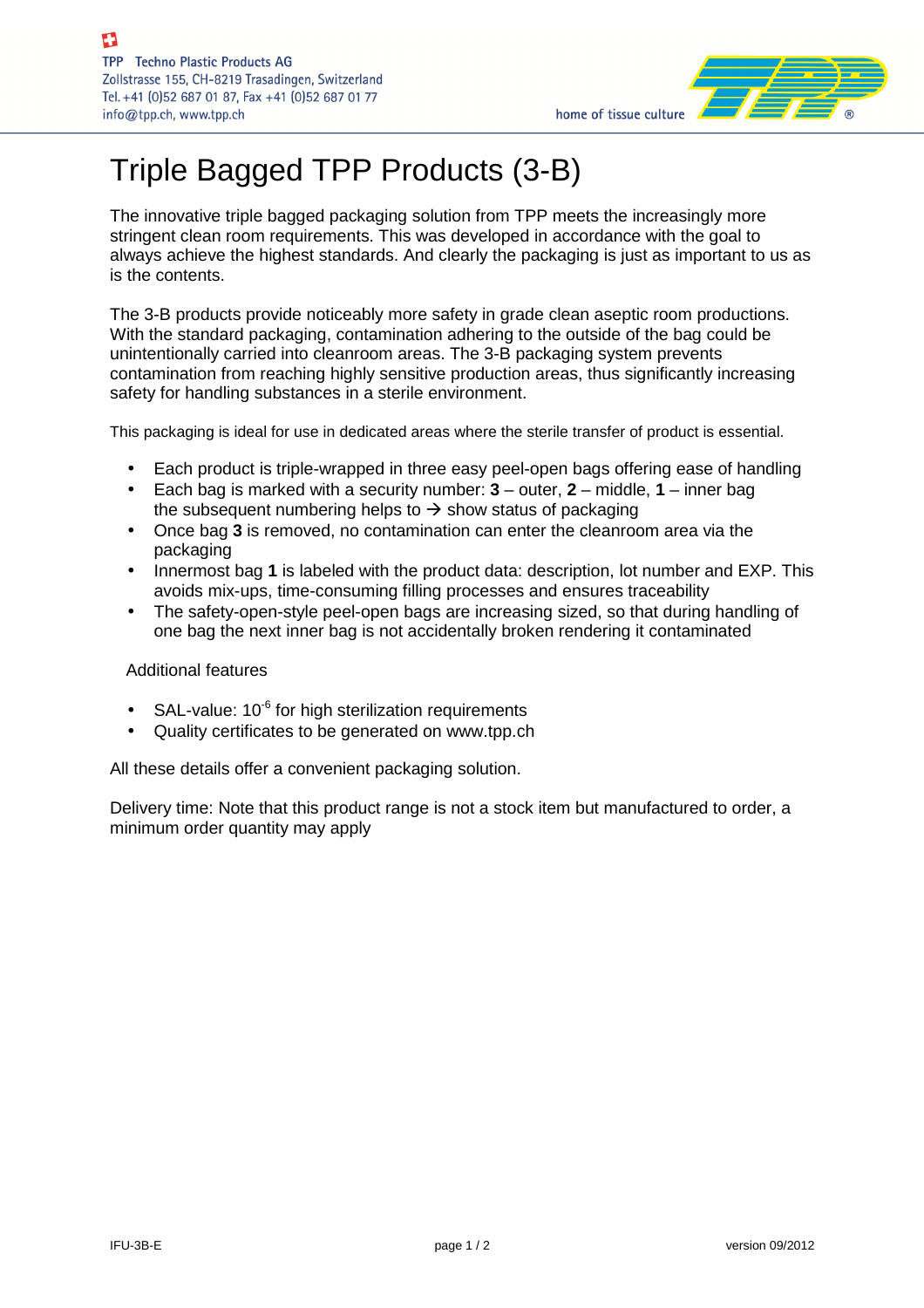TPP Techno Plastic Products AG
Zollstrasse 155, CH-8219 Trasadingen, Switzerland
Tel. +41 (0)52 687 01 87, Fax +41 (0)52 687 01 77
info@tpp.ch, www.tpp.ch

home of tissue culture

# Triple Bagged TPP Products (3-B)

The innovative triple bagged packaging solution from TPP meets the increasingly more stringent clean room requirements. This was developed in accordance with the goal to always achieve the highest standards. And clearly the packaging is just as important to us as is the contents.

The 3-B products provide noticeably more safety in grade clean aseptic room productions. With the standard packaging, contamination adhering to the outside of the bag could be unintentionally carried into cleanroom areas. The 3-B packaging system prevents contamination from reaching highly sensitive production areas, thus significantly increasing safety for handling substances in a sterile environment.

This packaging is ideal for use in dedicated areas where the sterile transfer of product is essential.

- Each product is triple-wrapped in three easy peel-open bags offering ease of handling
- Each bag is marked with a security number: **3** – outer, **2** – middle, **1** – inner bag the subsequent numbering helps to → show status of packaging
- Once bag **3** is removed, no contamination can enter the cleanroom area via the packaging
- Innermost bag **1** is labeled with the product data: description, lot number and EXP. This avoids mix-ups, time-consuming filling processes and ensures traceability
- The safety-open-style peel-open bags are increasing sized, so that during handling of one bag the next inner bag is not accidentally broken rendering it contaminated

Additional features

- SAL-value: $10^{-6}$ for high sterilization requirements
- Quality certificates to be generated on www.tpp.ch

All these details offer a convenient packaging solution.

Delivery time: Note that this product range is not a stock item but manufactured to order, a minimum order quantity may apply

IFU-3B-E version 09/2012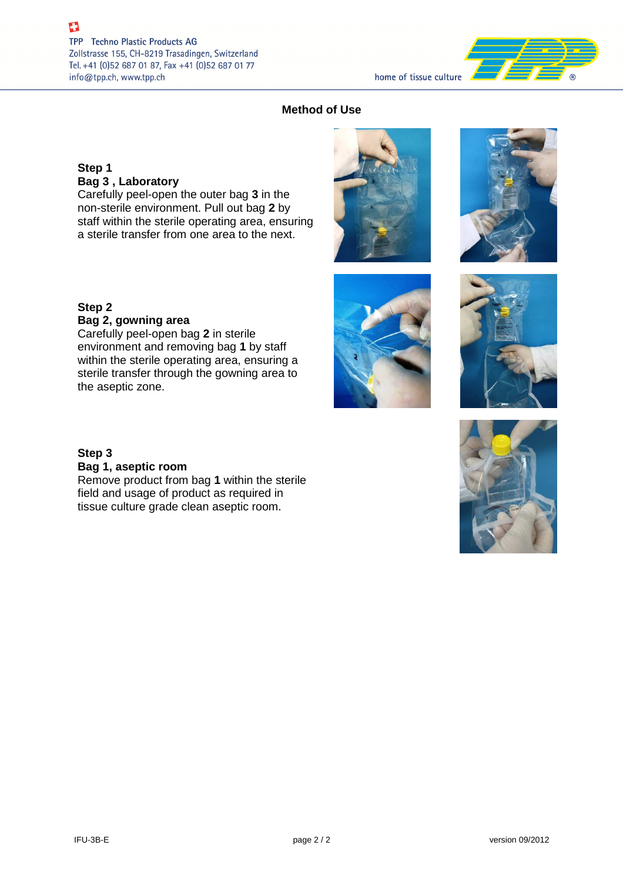# Method of Use

**Step 1**
**Bag 3 , Laboratory**
Carefully peel-open the outer bag **3** in the non-sterile environment. Pull out bag **2** by staff within the sterile operating area, ensuring a sterile transfer from one area to the next.

**Step 2**
**Bag 2, gowning area**
Carefully peel-open bag **2** in sterile environment and removing bag **1** by staff within the sterile operating area, ensuring a sterile transfer through the gowning area to the aseptic zone.

**Step 3**
**Bag 1, aseptic room**
Remove product from bag **1** within the sterile field and usage of product as required in tissue culture grade clean aseptic room.